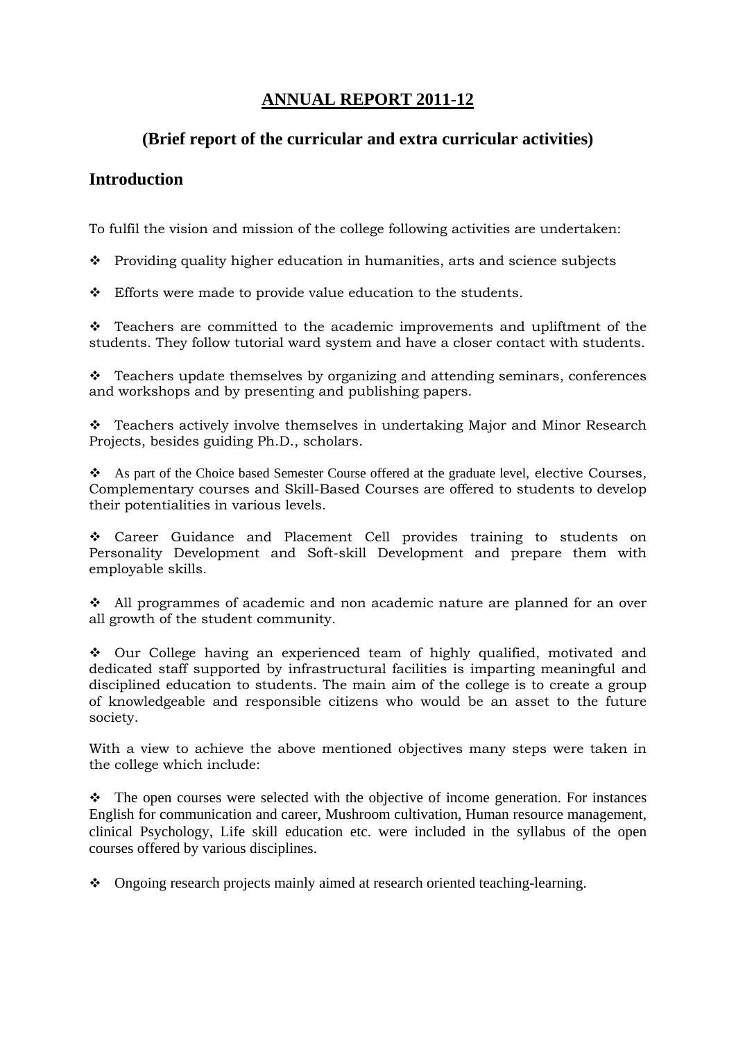# ANNUAL REPORT 2011-12

## (Brief report of the curricular and extra curricular activities)

## Introduction

To fulfil the vision and mission of the college following activities are undertaken:

- Providing quality higher education in humanities, arts and science subjects
- Efforts were made to provide value education to the students.
- Teachers are committed to the academic improvements and upliftment of the students. They follow tutorial ward system and have a closer contact with students.
- Teachers update themselves by organizing and attending seminars, conferences and workshops and by presenting and publishing papers.
- Teachers actively involve themselves in undertaking Major and Minor Research Projects, besides guiding Ph.D., scholars.
- As part of the Choice based Semester Course offered at the graduate level, elective Courses, Complementary courses and Skill-Based Courses are offered to students to develop their potentialities in various levels.
- Career Guidance and Placement Cell provides training to students on Personality Development and Soft-skill Development and prepare them with employable skills.
- All programmes of academic and non academic nature are planned for an over all growth of the student community.
- Our College having an experienced team of highly qualified, motivated and dedicated staff supported by infrastructural facilities is imparting meaningful and disciplined education to students. The main aim of the college is to create a group of knowledgeable and responsible citizens who would be an asset to the future society.

With a view to achieve the above mentioned objectives many steps were taken in the college which include:

- The open courses were selected with the objective of income generation. For instances English for communication and career, Mushroom cultivation, Human resource management, clinical Psychology, Life skill education etc. were included in the syllabus of the open courses offered by various disciplines.
- Ongoing research projects mainly aimed at research oriented teaching-learning.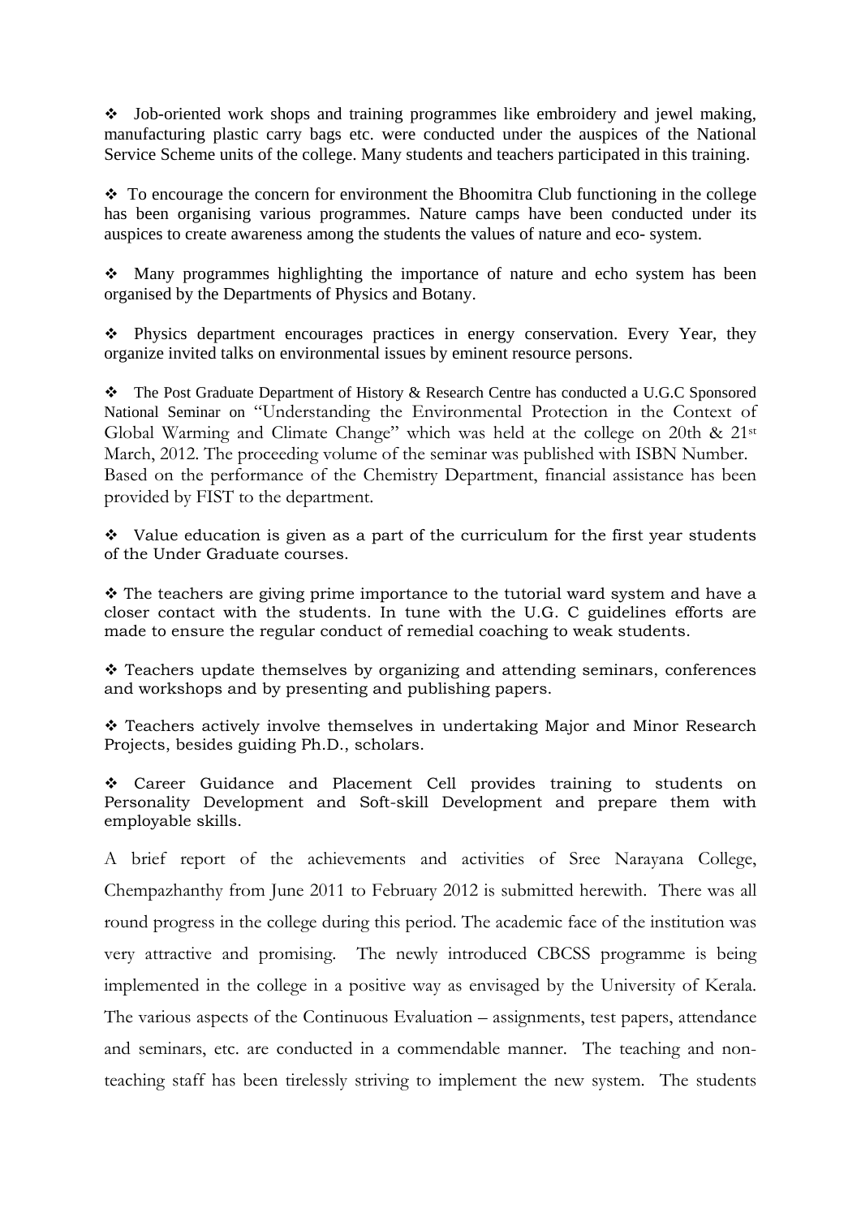❖ Job-oriented work shops and training programmes like embroidery and jewel making, manufacturing plastic carry bags etc. were conducted under the auspices of the National Service Scheme units of the college. Many students and teachers participated in this training.

❖ To encourage the concern for environment the Bhoomitra Club functioning in the college has been organising various programmes. Nature camps have been conducted under its auspices to create awareness among the students the values of nature and eco- system.

❖ Many programmes highlighting the importance of nature and echo system has been organised by the Departments of Physics and Botany.

❖ Physics department encourages practices in energy conservation. Every Year, they organize invited talks on environmental issues by eminent resource persons.

❖ The Post Graduate Department of History & Research Centre has conducted a U.G.C Sponsored National Seminar on "Understanding the Environmental Protection in the Context of Global Warming and Climate Change" which was held at the college on 20th & 21st March, 2012. The proceeding volume of the seminar was published with ISBN Number.
Based on the performance of the Chemistry Department, financial assistance has been provided by FIST to the department.

❖ Value education is given as a part of the curriculum for the first year students of the Under Graduate courses.

❖ The teachers are giving prime importance to the tutorial ward system and have a closer contact with the students. In tune with the U.G. C guidelines efforts are made to ensure the regular conduct of remedial coaching to weak students.

❖ Teachers update themselves by organizing and attending seminars, conferences and workshops and by presenting and publishing papers.

❖ Teachers actively involve themselves in undertaking Major and Minor Research Projects, besides guiding Ph.D., scholars.

❖ Career Guidance and Placement Cell provides training to students on Personality Development and Soft-skill Development and prepare them with employable skills.

A brief report of the achievements and activities of Sree Narayana College, Chempazhanthy from June 2011 to February 2012 is submitted herewith. There was all round progress in the college during this period. The academic face of the institution was very attractive and promising. The newly introduced CBCSS programme is being implemented in the college in a positive way as envisaged by the University of Kerala. The various aspects of the Continuous Evaluation – assignments, test papers, attendance and seminars, etc. are conducted in a commendable manner. The teaching and non-teaching staff has been tirelessly striving to implement the new system. The students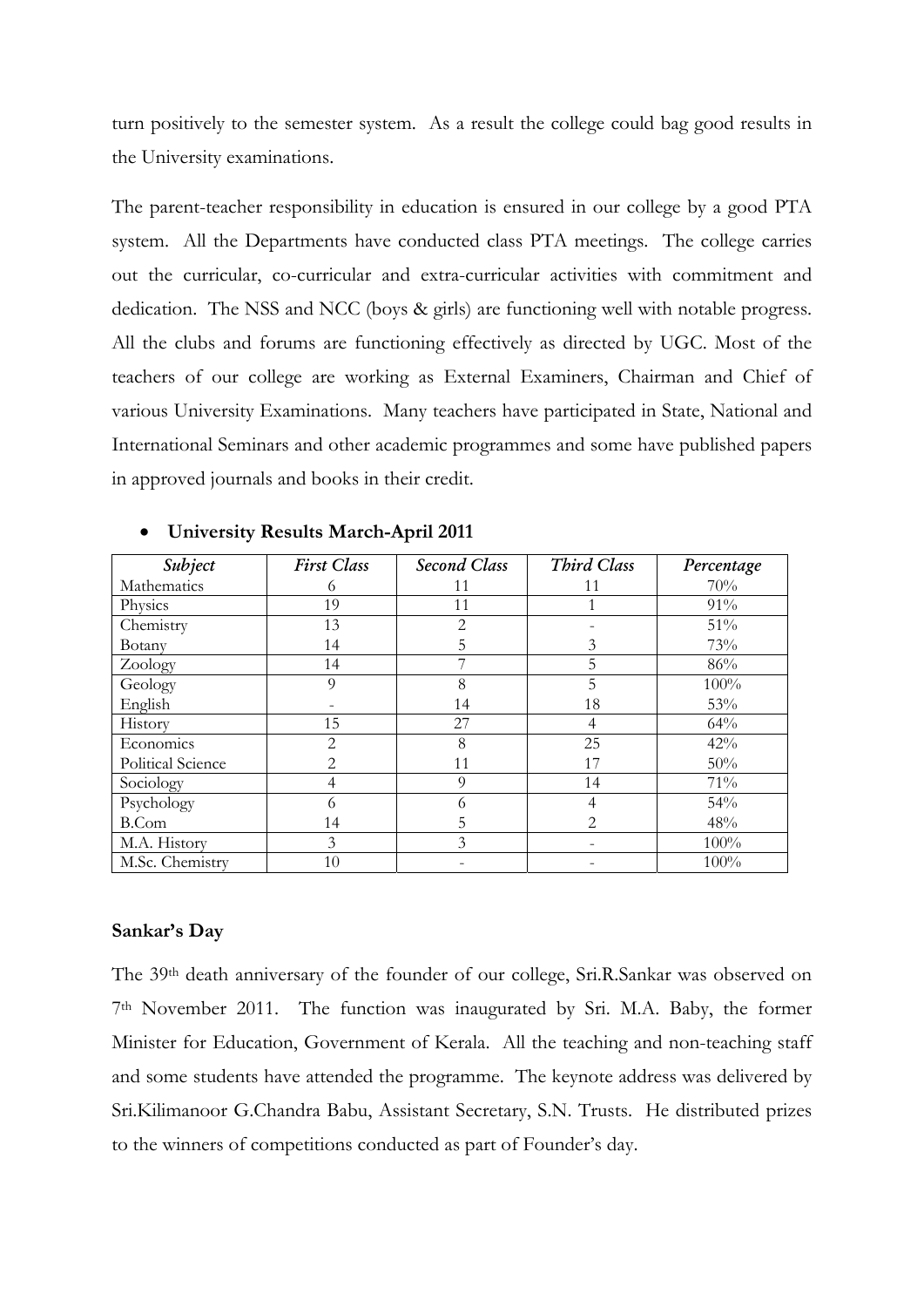turn positively to the semester system. As a result the college could bag good results in the University examinations.

The parent-teacher responsibility in education is ensured in our college by a good PTA system. All the Departments have conducted class PTA meetings. The college carries out the curricular, co-curricular and extra-curricular activities with commitment and dedication. The NSS and NCC (boys & girls) are functioning well with notable progress. All the clubs and forums are functioning effectively as directed by UGC. Most of the teachers of our college are working as External Examiners, Chairman and Chief of various University Examinations. Many teachers have participated in State, National and International Seminars and other academic programmes and some have published papers in approved journals and books in their credit.

- **University Results March-April 2011**

| *Subject* | *First Class* | *Second Class* | *Third Class* | *Percentage* |
|---|---|---|---|---|
| Mathematics | 6 | 11 | 11 | 70% |
| Physics | 19 | 11 | 1 | 91% |
| Chemistry | 13 | 2 | - | 51% |
| Botany | 14 | 5 | 3 | 73% |
| Zoology | 14 | 7 | 5 | 86% |
| Geology | 9 | 8 | 5 | 100% |
| English | - | 14 | 18 | 53% |
| History | 15 | 27 | 4 | 64% |
| Economics | 2 | 8 | 25 | 42% |
| Political Science | 2 | 11 | 17 | 50% |
| Sociology | 4 | 9 | 14 | 71% |
| Psychology | 6 | 6 | 4 | 54% |
| B.Com | 14 | 5 | 2 | 48% |
| M.A. History | 3 | 3 | - | 100% |
| M.Sc. Chemistry | 10 | - | - | 100% |

**Sankar's Day**

The 39th death anniversary of the founder of our college, Sri.R.Sankar was observed on 7th November 2011. The function was inaugurated by Sri. M.A. Baby, the former Minister for Education, Government of Kerala. All the teaching and non-teaching staff and some students have attended the programme. The keynote address was delivered by Sri.Kilimanoor G.Chandra Babu, Assistant Secretary, S.N. Trusts. He distributed prizes to the winners of competitions conducted as part of Founder's day.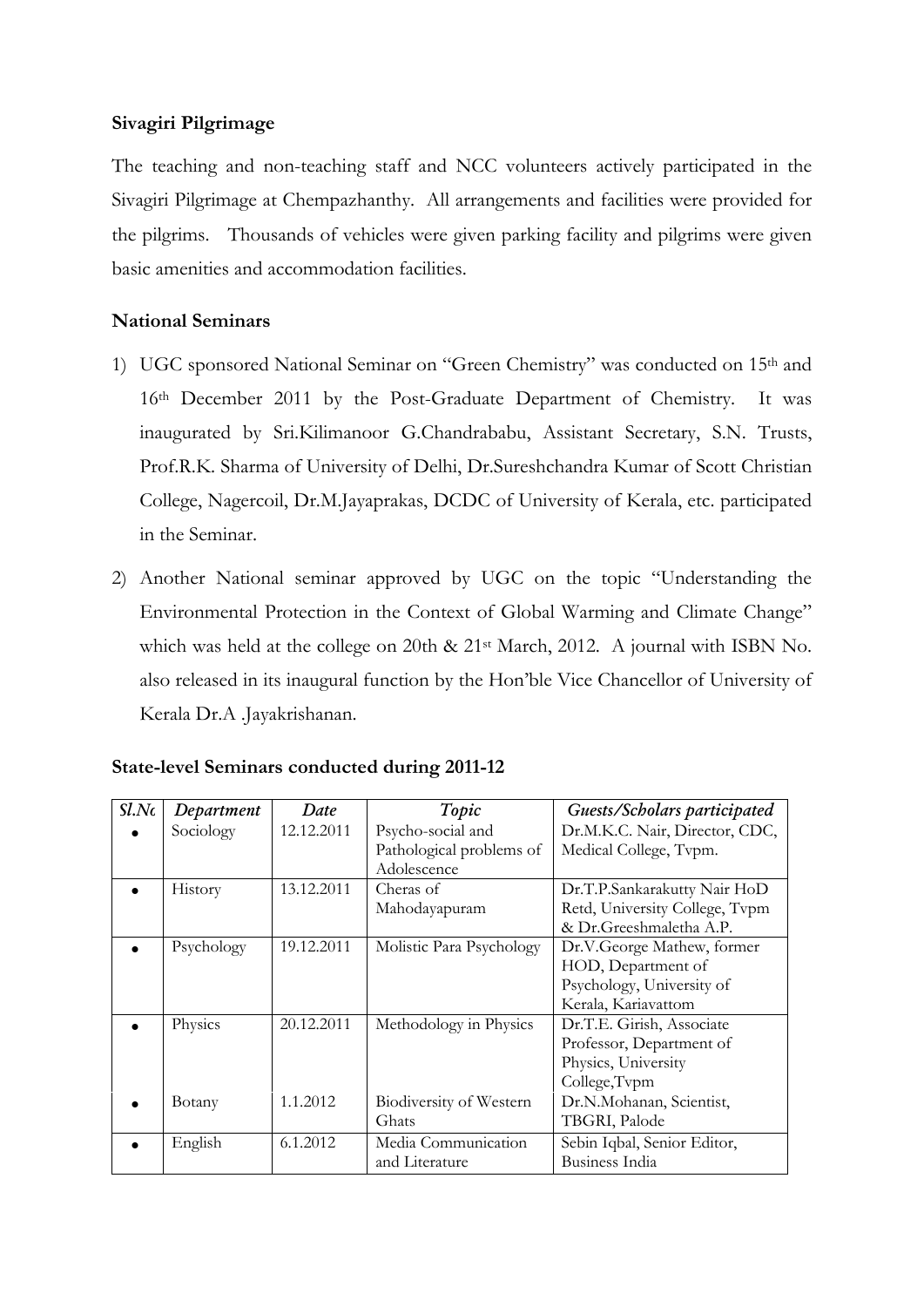**Sivagiri Pilgrimage**

The teaching and non-teaching staff and NCC volunteers actively participated in the Sivagiri Pilgrimage at Chempazhanthy. All arrangements and facilities were provided for the pilgrims. Thousands of vehicles were given parking facility and pilgrims were given basic amenities and accommodation facilities.

**National Seminars**

1) UGC sponsored National Seminar on "Green Chemistry" was conducted on 15th and 16th December 2011 by the Post-Graduate Department of Chemistry. It was inaugurated by Sri.Kilimanoor G.Chandrababu, Assistant Secretary, S.N. Trusts, Prof.R.K. Sharma of University of Delhi, Dr.Sureshchandra Kumar of Scott Christian College, Nagercoil, Dr.M.Jayaprakas, DCDC of University of Kerala, etc. participated in the Seminar.

2) Another National seminar approved by UGC on the topic "Understanding the Environmental Protection in the Context of Global Warming and Climate Change" which was held at the college on 20th & 21st March, 2012. A journal with ISBN No. also released in its inaugural function by the Hon'ble Vice Chancellor of University of Kerala Dr.A .Jayakrishanan.

**State-level Seminars conducted during 2011-12**

| *Sl.No* | *Department* | *Date* | *Topic* | *Guests/Scholars participated* |
|---|---|---|---|---|
| • | Sociology | 12.12.2011 | Psycho-social and Pathological problems of Adolescence | Dr.M.K.C. Nair, Director, CDC, Medical College, Tvpm. |
| • | History | 13.12.2011 | Cheras of Mahodayapuram | Dr.T.P.Sankarakutty Nair HoD Retd, University College, Tvpm & Dr.Greeshmaletha A.P. |
| • | Psychology | 19.12.2011 | Molistic Para Psychology | Dr.V.George Mathew, former HOD, Department of Psychology, University of Kerala, Kariavattom |
| • | Physics | 20.12.2011 | Methodology in Physics | Dr.T.E. Girish, Associate Professor, Department of Physics, University College,Tvpm |
| • | Botany | 1.1.2012 | Biodiversity of Western Ghats | Dr.N.Mohanan, Scientist, TBGRI, Palode |
| • | English | 6.1.2012 | Media Communication and Literature | Sebin Iqbal, Senior Editor, Business India |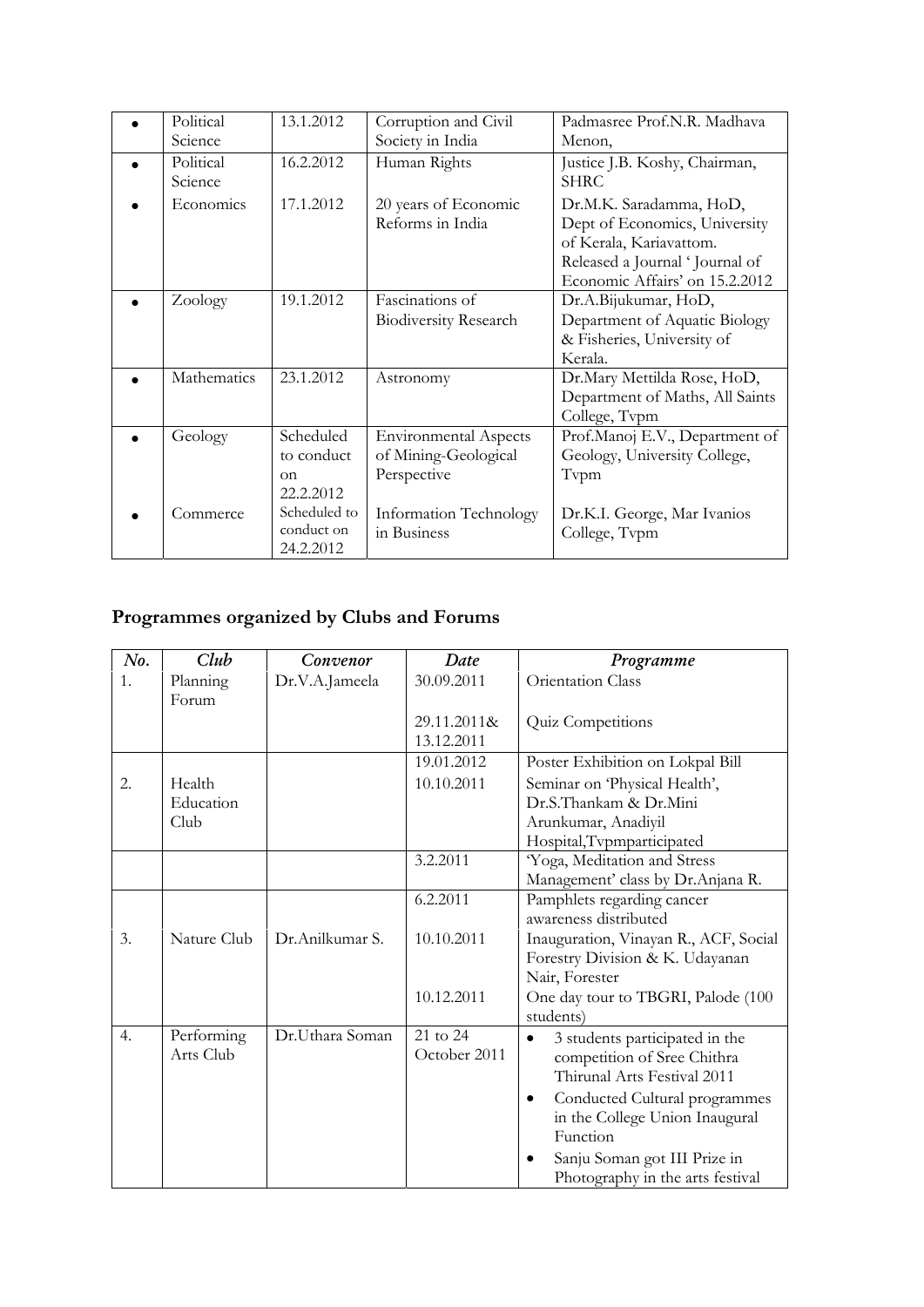| | | | | |
|---|---|---|---|---|
| • | Political Science | 13.1.2012 | Corruption and Civil Society in India | Padmasree Prof.N.R. Madhava Menon, |
| • | Political Science | 16.2.2012 | Human Rights | Justice J.B. Koshy, Chairman, SHRC |
| • | Economics | 17.1.2012 | 20 years of Economic Reforms in India | Dr.M.K. Saradamma, HoD, Dept of Economics, University of Kerala, Kariavattom. Released a Journal ' Journal of Economic Affairs' on 15.2.2012 |
| • | Zoology | 19.1.2012 | Fascinations of Biodiversity Research | Dr.A.Bijukumar, HoD, Department of Aquatic Biology & Fisheries, University of Kerala. |
| • | Mathematics | 23.1.2012 | Astronomy | Dr.Mary Mettilda Rose, HoD, Department of Maths, All Saints College, Tvpm |
| • | Geology | Scheduled to conduct on 22.2.2012 | Environmental Aspects of Mining-Geological Perspective | Prof.Manoj E.V., Department of Geology, University College, Tvpm |
| • | Commerce | Scheduled to conduct on 24.2.2012 | Information Technology in Business | Dr.K.I. George, Mar Ivanios College, Tvpm |

## Programmes organized by Clubs and Forums

| *No.* | *Club* | *Convenor* | *Date* | *Programme* |
|---|---|---|---|---|
| 1. | Planning Forum | Dr.V.A.Jameela | 30.09.2011 | Orientation Class |
| | | | 29.11.2011& 13.12.2011 | Quiz Competitions |
| | | | 19.01.2012 | Poster Exhibition on Lokpal Bill |
| 2. | Health Education Club | | 10.10.2011 | Seminar on 'Physical Health', Dr.S.Thankam & Dr.Mini Arunkumar, Anadiyil Hospital,Tvpmparticipated |
| | | | 3.2.2011 | 'Yoga, Meditation and Stress Management' class by Dr.Anjana R. |
| | | | 6.2.2011 | Pamphlets regarding cancer awareness distributed |
| 3. | Nature Club | Dr.Anilkumar S. | 10.10.2011 | Inauguration, Vinayan R., ACF, Social Forestry Division & K. Udayanan Nair, Forester |
| | | | 10.12.2011 | One day tour to TBGRI, Palode (100 students) |
| 4. | Performing Arts Club | Dr.Uthara Soman | 21 to 24 October 2011 | • 3 students participated in the competition of Sree Chithra Thirunal Arts Festival 2011<br>• Conducted Cultural programmes in the College Union Inaugural Function<br>• Sanju Soman got III Prize in Photography in the arts festival |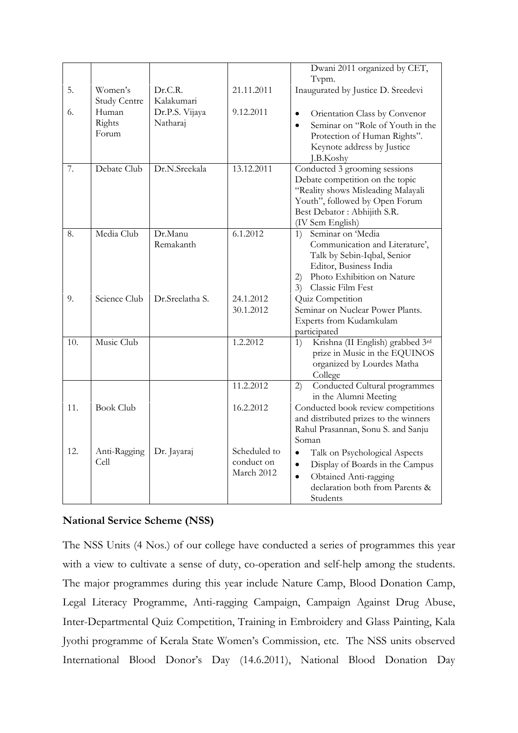| | | | | |
|---|---|---|---|---|
| | | | | Dwani 2011 organized by CET, Tvpm. |
| 5. | Women's Study Centre | Dr.C.R. Kalakumari | 21.11.2011 | Inaugurated by Justice D. Sreedevi |
| 6. | Human Rights Forum | Dr.P.S. Vijaya Natharaj | 9.12.2011 | • Orientation Class by Convenor<br>• Seminar on "Role of Youth in the Protection of Human Rights". Keynote address by Justice J.B.Koshy |
| 7. | Debate Club | Dr.N.Sreekala | 13.12.2011 | Conducted 3 grooming sessions Debate competition on the topic "Reality shows Misleading Malayali Youth", followed by Open Forum Best Debator : Abhijith S.R. (IV Sem English) |
| 8. | Media Club | Dr.Manu Remakanth | 6.1.2012 | 1) Seminar on 'Media Communication and Literature', Talk by Sebin-Iqbal, Senior Editor, Business India<br>2) Photo Exhibition on Nature<br>3) Classic Film Fest |
| 9. | Science Club | Dr.Sreelatha S. | 24.1.2012<br>30.1.2012 | Quiz Competition<br>Seminar on Nuclear Power Plants. Experts from Kudamkulam participated |
| 10. | Music Club | | 1.2.2012 | 1) Krishna (II English) grabbed 3rd prize in Music in the EQUINOS organized by Lourdes Matha College |
| | | | 11.2.2012 | 2) Conducted Cultural programmes in the Alumni Meeting |
| 11. | Book Club | | 16.2.2012 | Conducted book review competitions and distributed prizes to the winners Rahul Prasannan, Sonu S. and Sanju Soman |
| 12. | Anti-Ragging Cell | Dr. Jayaraj | Scheduled to conduct on March 2012 | • Talk on Psychological Aspects<br>• Display of Boards in the Campus<br>• Obtained Anti-ragging declaration both from Parents & Students |

**National Service Scheme (NSS)**

The NSS Units (4 Nos.) of our college have conducted a series of programmes this year with a view to cultivate a sense of duty, co-operation and self-help among the students. The major programmes during this year include Nature Camp, Blood Donation Camp, Legal Literacy Programme, Anti-ragging Campaign, Campaign Against Drug Abuse, Inter-Departmental Quiz Competition, Training in Embroidery and Glass Painting, Kala Jyothi programme of Kerala State Women's Commission, etc. The NSS units observed International Blood Donor's Day (14.6.2011), National Blood Donation Day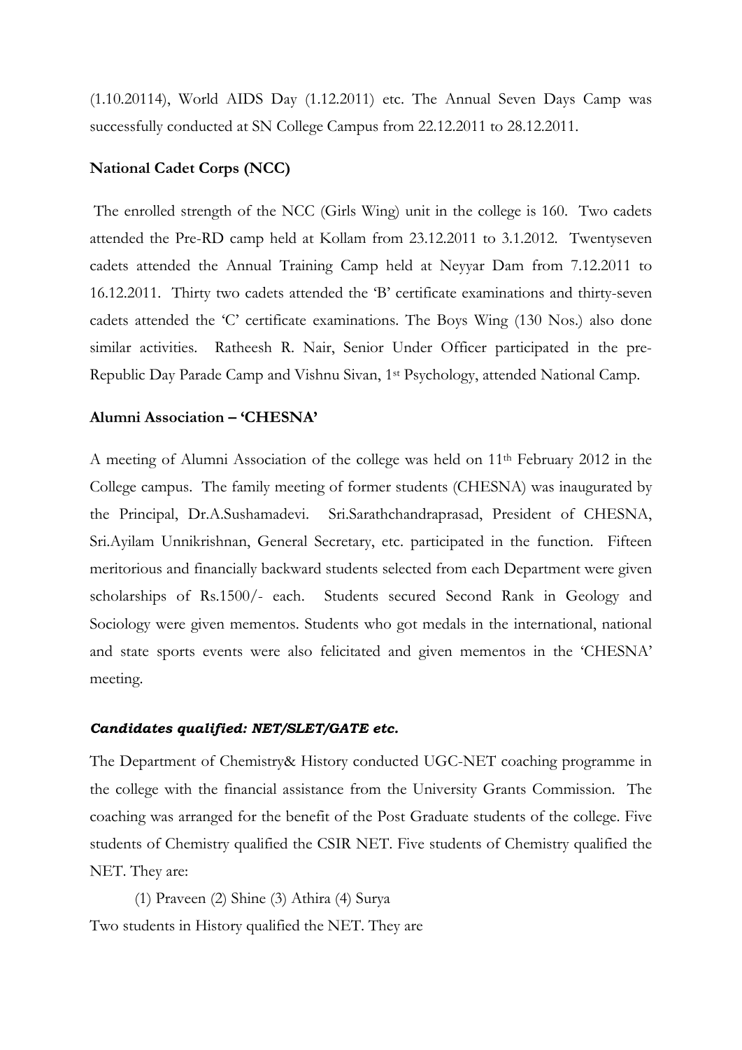(1.10.20114), World AIDS Day (1.12.2011) etc. The Annual Seven Days Camp was successfully conducted at SN College Campus from 22.12.2011 to 28.12.2011.

**National Cadet Corps (NCC)**

The enrolled strength of the NCC (Girls Wing) unit in the college is 160. Two cadets attended the Pre-RD camp held at Kollam from 23.12.2011 to 3.1.2012. Twentyseven cadets attended the Annual Training Camp held at Neyyar Dam from 7.12.2011 to 16.12.2011. Thirty two cadets attended the 'B' certificate examinations and thirty-seven cadets attended the 'C' certificate examinations. The Boys Wing (130 Nos.) also done similar activities. Ratheesh R. Nair, Senior Under Officer participated in the pre-Republic Day Parade Camp and Vishnu Sivan, 1st Psychology, attended National Camp.

**Alumni Association – 'CHESNA'**

A meeting of Alumni Association of the college was held on 11th February 2012 in the College campus. The family meeting of former students (CHESNA) was inaugurated by the Principal, Dr.A.Sushamadevi. Sri.Sarathchandraprasad, President of CHESNA, Sri.Ayilam Unnikrishnan, General Secretary, etc. participated in the function. Fifteen meritorious and financially backward students selected from each Department were given scholarships of Rs.1500/- each. Students secured Second Rank in Geology and Sociology were given mementos. Students who got medals in the international, national and state sports events were also felicitated and given mementos in the 'CHESNA' meeting.

***Candidates qualified: NET/SLET/GATE etc.***

The Department of Chemistry& History conducted UGC-NET coaching programme in the college with the financial assistance from the University Grants Commission. The coaching was arranged for the benefit of the Post Graduate students of the college. Five students of Chemistry qualified the CSIR NET. Five students of Chemistry qualified the NET. They are:

(1) Praveen (2) Shine (3) Athira (4) Surya

Two students in History qualified the NET. They are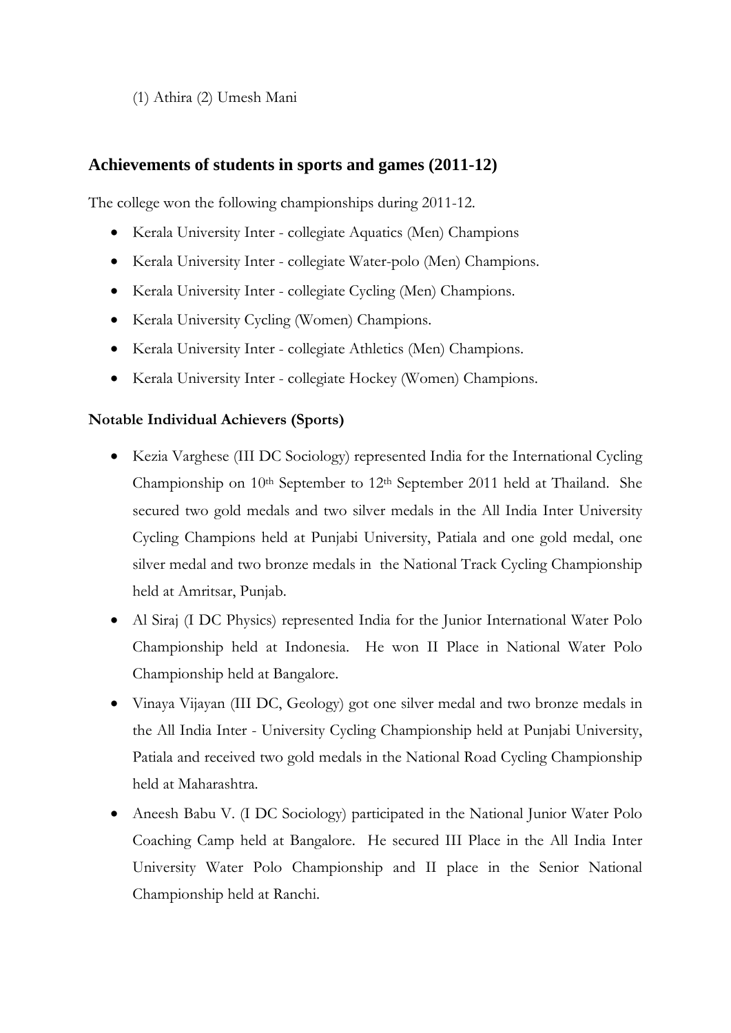(1) Athira (2) Umesh Mani

## Achievements of students in sports and games (2011-12)

The college won the following championships during 2011-12.

- Kerala University Inter - collegiate Aquatics (Men) Champions
- Kerala University Inter - collegiate Water-polo (Men) Champions.
- Kerala University Inter - collegiate Cycling (Men) Champions.
- Kerala University Cycling (Women) Champions.
- Kerala University Inter - collegiate Athletics (Men) Champions.
- Kerala University Inter - collegiate Hockey (Women) Champions.

**Notable Individual Achievers (Sports)**

- Kezia Varghese (III DC Sociology) represented India for the International Cycling Championship on 10th September to 12th September 2011 held at Thailand. She secured two gold medals and two silver medals in the All India Inter University Cycling Champions held at Punjabi University, Patiala and one gold medal, one silver medal and two bronze medals in the National Track Cycling Championship held at Amritsar, Punjab.
- Al Siraj (I DC Physics) represented India for the Junior International Water Polo Championship held at Indonesia. He won II Place in National Water Polo Championship held at Bangalore.
- Vinaya Vijayan (III DC, Geology) got one silver medal and two bronze medals in the All India Inter - University Cycling Championship held at Punjabi University, Patiala and received two gold medals in the National Road Cycling Championship held at Maharashtra.
- Aneesh Babu V. (I DC Sociology) participated in the National Junior Water Polo Coaching Camp held at Bangalore. He secured III Place in the All India Inter University Water Polo Championship and II place in the Senior National Championship held at Ranchi.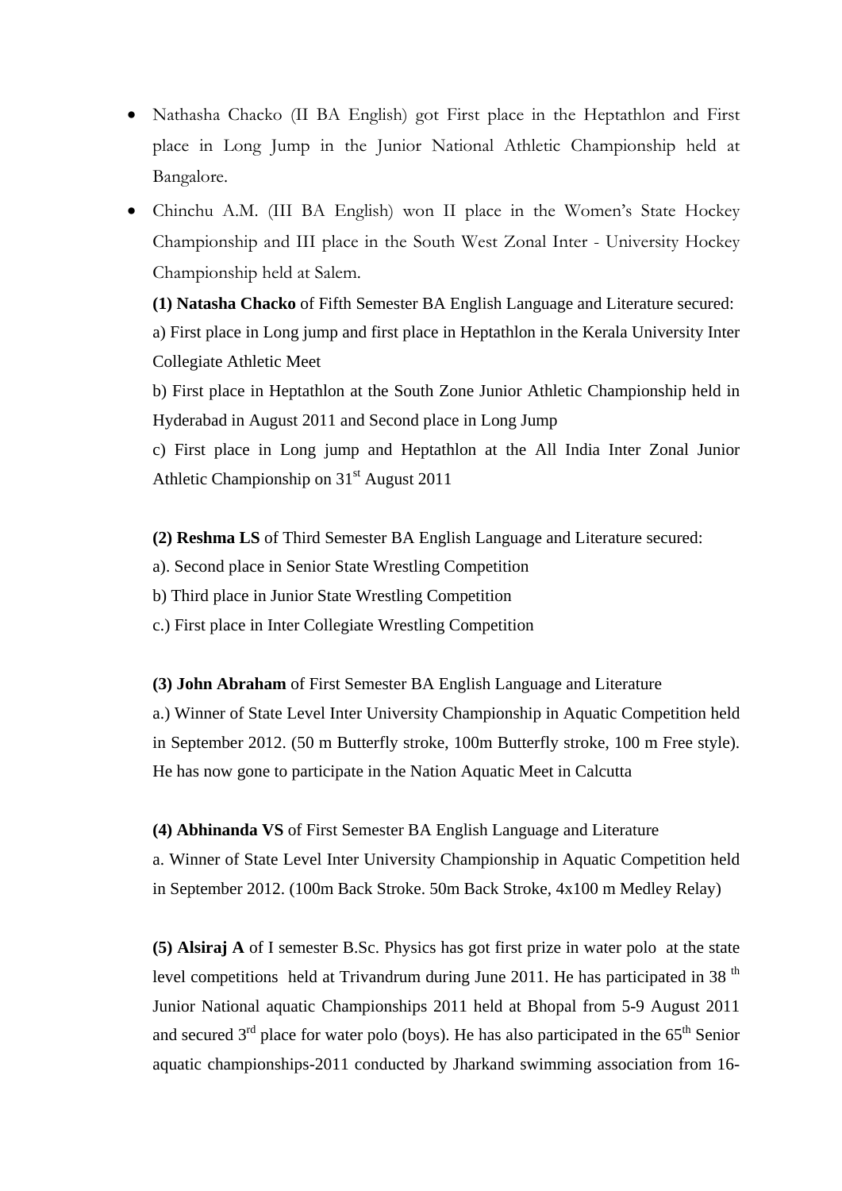- Nathasha Chacko (II BA English) got First place in the Heptathlon and First place in Long Jump in the Junior National Athletic Championship held at Bangalore.
- Chinchu A.M. (III BA English) won II place in the Women's State Hockey Championship and III place in the South West Zonal Inter - University Hockey Championship held at Salem.

**(1) Natasha Chacko** of Fifth Semester BA English Language and Literature secured:

a) First place in Long jump and first place in Heptathlon in the Kerala University Inter Collegiate Athletic Meet

b) First place in Heptathlon at the South Zone Junior Athletic Championship held in Hyderabad in August 2011 and Second place in Long Jump

c) First place in Long jump and Heptathlon at the All India Inter Zonal Junior Athletic Championship on 31st August 2011

**(2) Reshma LS** of Third Semester BA English Language and Literature secured:

a). Second place in Senior State Wrestling Competition

b) Third place in Junior State Wrestling Competition

c.) First place in Inter Collegiate Wrestling Competition

**(3) John Abraham** of First Semester BA English Language and Literature

a.) Winner of State Level Inter University Championship in Aquatic Competition held in September 2012. (50 m Butterfly stroke, 100m Butterfly stroke, 100 m Free style). He has now gone to participate in the Nation Aquatic Meet in Calcutta

**(4) Abhinanda VS** of First Semester BA English Language and Literature

a. Winner of State Level Inter University Championship in Aquatic Competition held in September 2012. (100m Back Stroke. 50m Back Stroke, 4x100 m Medley Relay)

**(5) Alsiraj A** of I semester B.Sc. Physics has got first prize in water polo at the state level competitions held at Trivandrum during June 2011. He has participated in 38 th Junior National aquatic Championships 2011 held at Bhopal from 5-9 August 2011 and secured 3rd place for water polo (boys). He has also participated in the 65th Senior aquatic championships-2011 conducted by Jharkand swimming association from 16-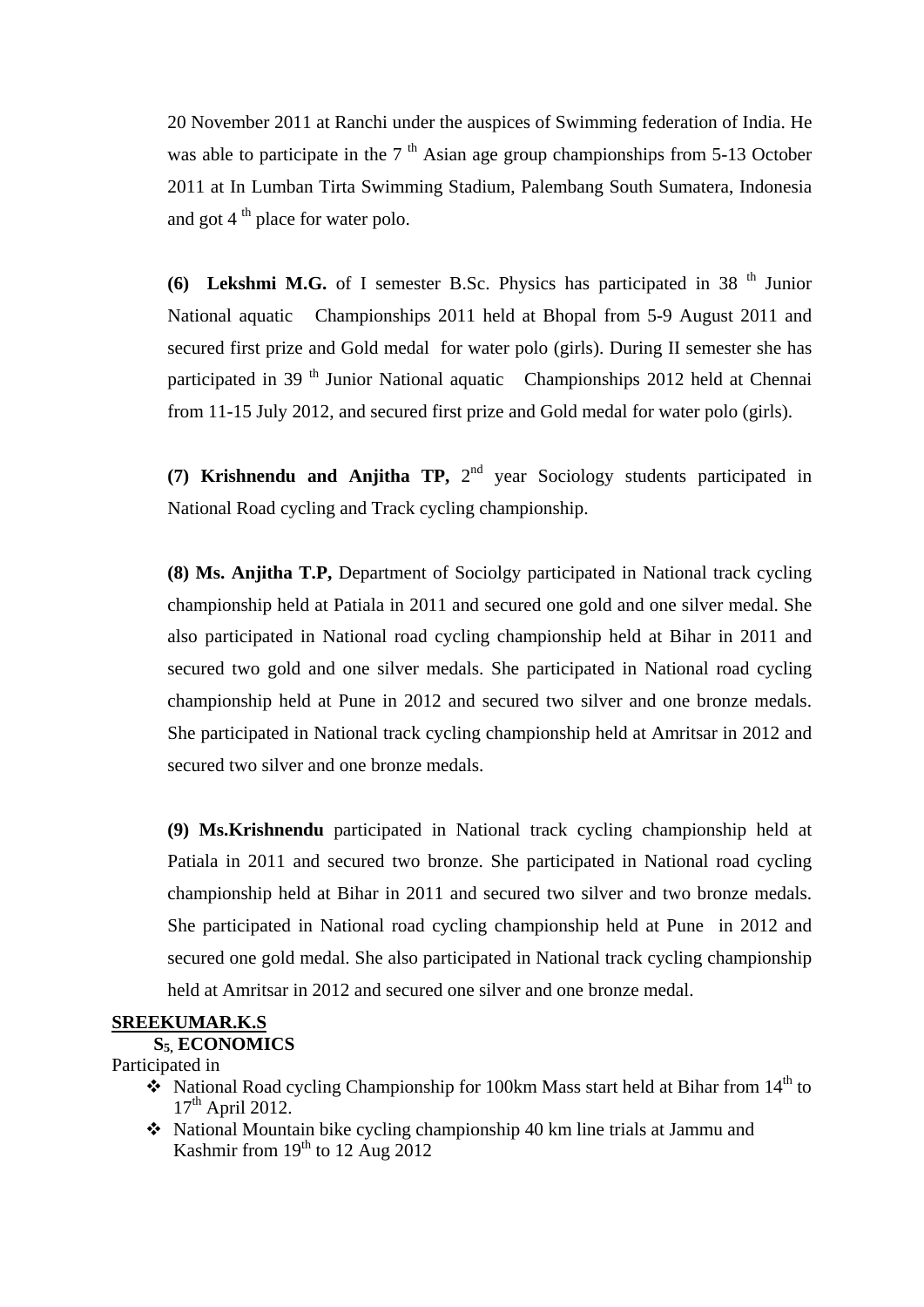20 November 2011 at Ranchi under the auspices of Swimming federation of India. He was able to participate in the 7 th Asian age group championships from 5-13 October 2011 at In Lumban Tirta Swimming Stadium, Palembang South Sumatera, Indonesia and got 4 th place for water polo.

**(6) Lekshmi M.G.** of I semester B.Sc. Physics has participated in 38 th Junior National aquatic Championships 2011 held at Bhopal from 5-9 August 2011 and secured first prize and Gold medal for water polo (girls). During II semester she has participated in 39 th Junior National aquatic Championships 2012 held at Chennai from 11-15 July 2012, and secured first prize and Gold medal for water polo (girls).

**(7) Krishnendu and Anjitha TP,** 2nd year Sociology students participated in National Road cycling and Track cycling championship.

**(8) Ms. Anjitha T.P,** Department of Sociolgy participated in National track cycling championship held at Patiala in 2011 and secured one gold and one silver medal. She also participated in National road cycling championship held at Bihar in 2011 and secured two gold and one silver medals. She participated in National road cycling championship held at Pune in 2012 and secured two silver and one bronze medals. She participated in National track cycling championship held at Amritsar in 2012 and secured two silver and one bronze medals.

**(9) Ms.Krishnendu** participated in National track cycling championship held at Patiala in 2011 and secured two bronze. She participated in National road cycling championship held at Bihar in 2011 and secured two silver and two bronze medals. She participated in National road cycling championship held at Pune in 2012 and secured one gold medal. She also participated in National track cycling championship held at Amritsar in 2012 and secured one silver and one bronze medal.

**SREEKUMAR.K.S**

**$S_5$, ECONOMICS**

Participated in

- National Road cycling Championship for 100km Mass start held at Bihar from 14th to 17th April 2012.
- National Mountain bike cycling championship 40 km line trials at Jammu and Kashmir from 19th to 12 Aug 2012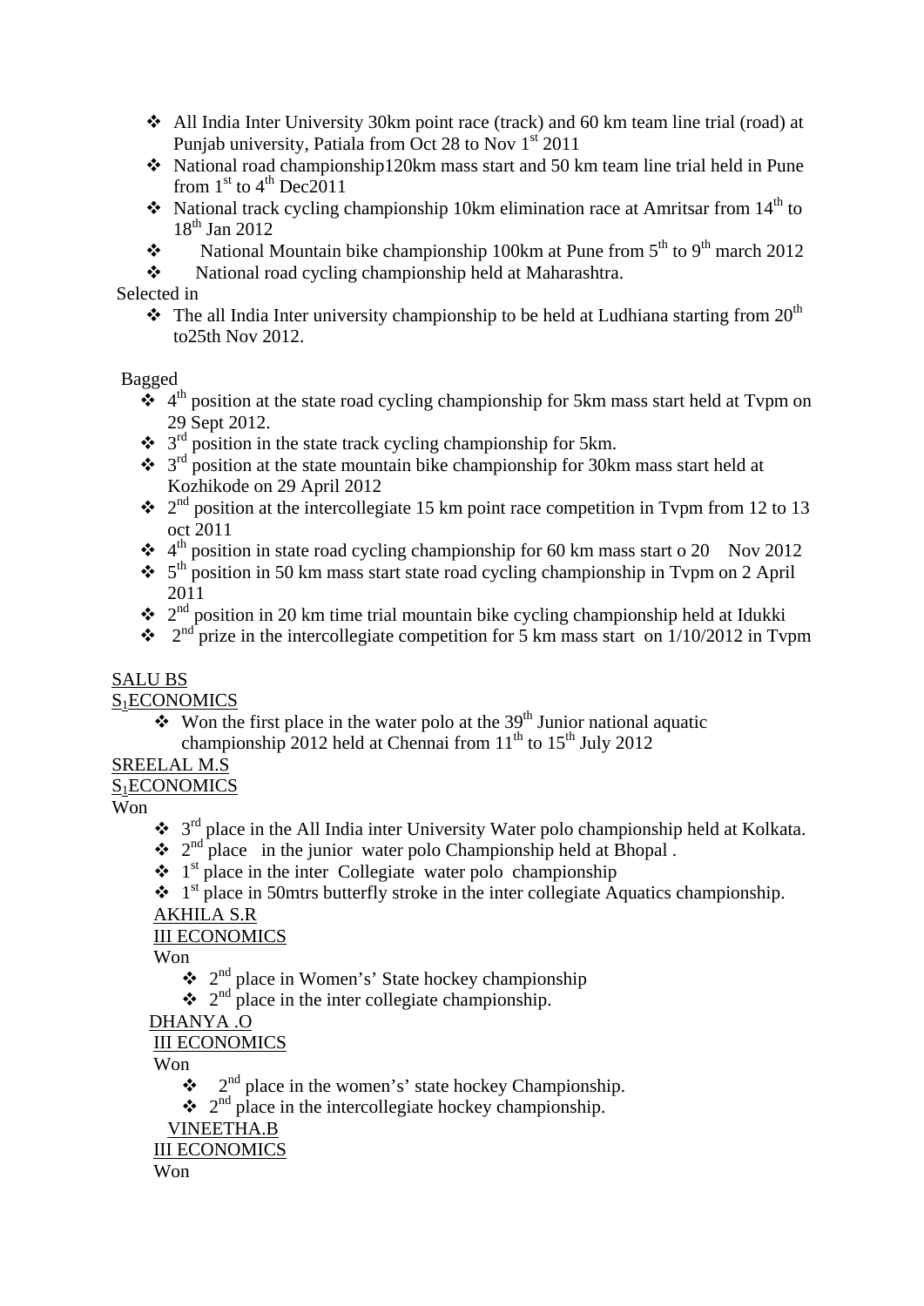- All India Inter University 30km point race (track) and 60 km team line trial (road) at Punjab university, Patiala from Oct 28 to Nov 1st 2011
- National road championship120km mass start and 50 km team line trial held in Pune from 1st to 4th Dec2011
- National track cycling championship 10km elimination race at Amritsar from 14th to 18th Jan 2012
- National Mountain bike championship 100km at Pune from 5th to 9th march 2012
- National road cycling championship held at Maharashtra.

Selected in

- The all India Inter university championship to be held at Ludhiana starting from 20th to25th Nov 2012.

Bagged

- 4th position at the state road cycling championship for 5km mass start held at Tvpm on 29 Sept 2012.
- 3rd position in the state track cycling championship for 5km.
- 3rd position at the state mountain bike championship for 30km mass start held at Kozhikode on 29 April 2012
- 2nd position at the intercollegiate 15 km point race competition in Tvpm from 12 to 13 oct 2011
- 4th position in state road cycling championship for 60 km mass start o 20 Nov 2012
- 5th position in 50 km mass start state road cycling championship in Tvpm on 2 April 2011
- 2nd position in 20 km time trial mountain bike cycling championship held at Idukki
- 2nd prize in the intercollegiate competition for 5 km mass start on 1/10/2012 in Tvpm

SALU BS

$S_1$ECONOMICS

- Won the first place in the water polo at the 39th Junior national aquatic championship 2012 held at Chennai from 11th to 15th July 2012

SREELAL M.S

$S_1$ECONOMICS

Won

- 3rd place in the All India inter University Water polo championship held at Kolkata.
- 2nd place in the junior water polo Championship held at Bhopal .
- 1st place in the inter Collegiate water polo championship
- 1st place in 50mtrs butterfly stroke in the inter collegiate Aquatics championship.

AKHILA S.R

III ECONOMICS

Won

- 2nd place in Women's' State hockey championship
- 2nd place in the inter collegiate championship.

DHANYA .O

III ECONOMICS

Won

- 2nd place in the women's' state hockey Championship.
- 2nd place in the intercollegiate hockey championship.

VINEETHA.B

III ECONOMICS

Won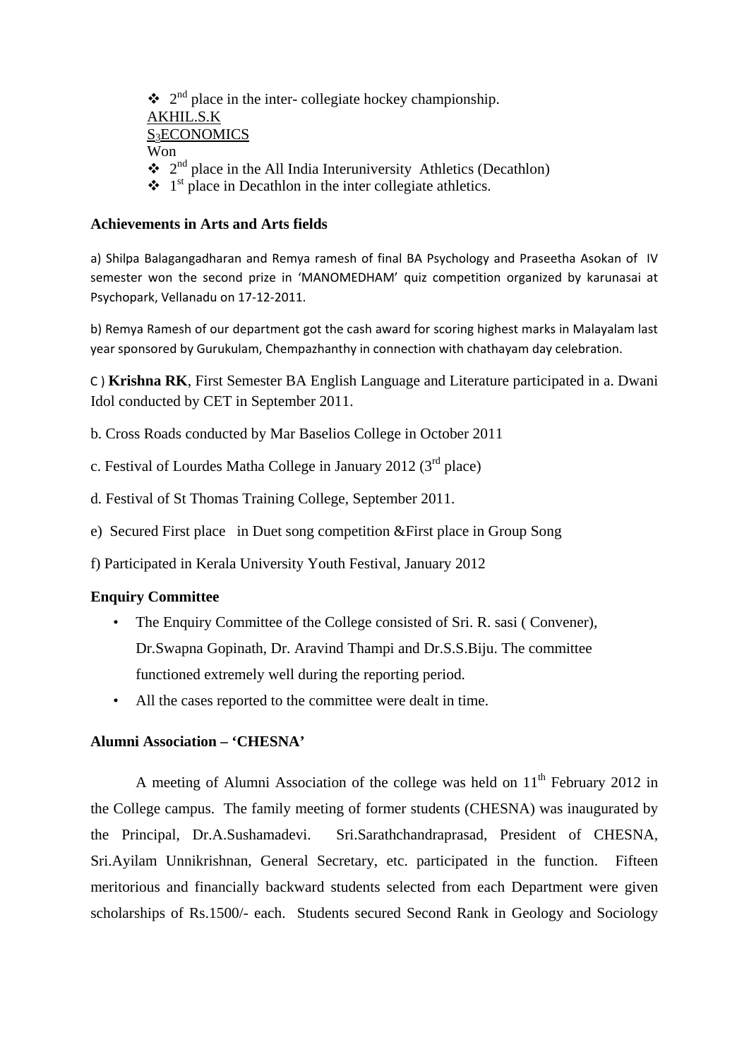- 2nd place in the inter- collegiate hockey championship.

AKHIL.S.K

$S_3$ECONOMICS

Won

- 2nd place in the All India Interuniversity Athletics (Decathlon)
- 1st place in Decathlon in the inter collegiate athletics.

**Achievements in Arts and Arts fields**

a) Shilpa Balagangadharan and Remya ramesh of final BA Psychology and Praseetha Asokan of IV semester won the second prize in 'MANOMEDHAM' quiz competition organized by karunasai at Psychopark, Vellanadu on 17-12-2011.

b) Remya Ramesh of our department got the cash award for scoring highest marks in Malayalam last year sponsored by Gurukulam, Chempazhanthy in connection with chathayam day celebration.

C ) **Krishna RK**, First Semester BA English Language and Literature participated in a. Dwani Idol conducted by CET in September 2011.

b. Cross Roads conducted by Mar Baselios College in October 2011

c. Festival of Lourdes Matha College in January 2012 (3rd place)

d. Festival of St Thomas Training College, September 2011.

e) Secured First place in Duet song competition &First place in Group Song

f) Participated in Kerala University Youth Festival, January 2012

**Enquiry Committee**

- The Enquiry Committee of the College consisted of Sri. R. sasi ( Convener), Dr.Swapna Gopinath, Dr. Aravind Thampi and Dr.S.S.Biju. The committee functioned extremely well during the reporting period.
- All the cases reported to the committee were dealt in time.

**Alumni Association – 'CHESNA'**

A meeting of Alumni Association of the college was held on 11th February 2012 in the College campus. The family meeting of former students (CHESNA) was inaugurated by the Principal, Dr.A.Sushamadevi. Sri.Sarathchandraprasad, President of CHESNA, Sri.Ayilam Unnikrishnan, General Secretary, etc. participated in the function. Fifteen meritorious and financially backward students selected from each Department were given scholarships of Rs.1500/- each. Students secured Second Rank in Geology and Sociology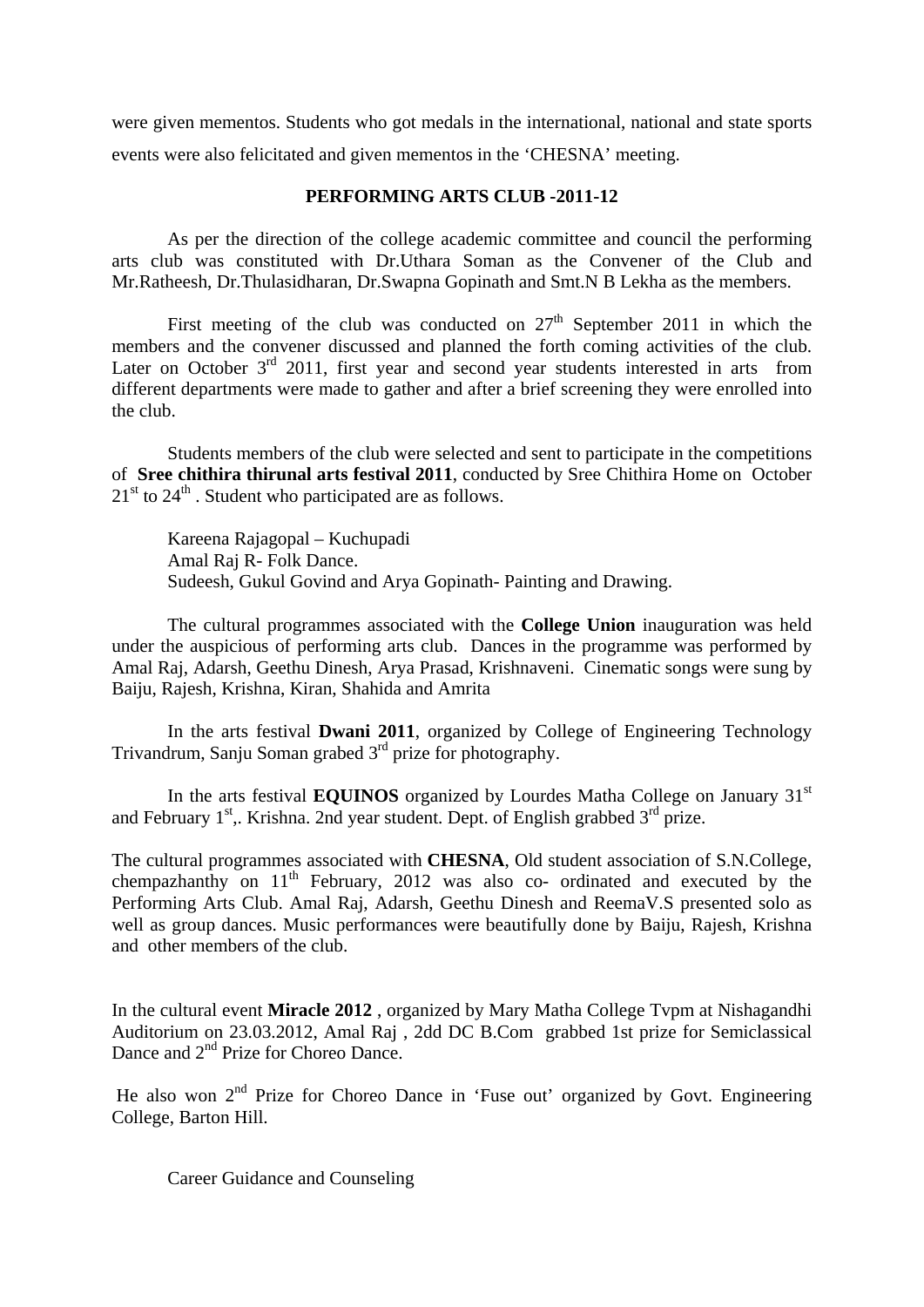were given mementos. Students who got medals in the international, national and state sports events were also felicitated and given mementos in the 'CHESNA' meeting.

## PERFORMING ARTS CLUB -2011-12

As per the direction of the college academic committee and council the performing arts club was constituted with Dr.Uthara Soman as the Convener of the Club and Mr.Ratheesh, Dr.Thulasidharan, Dr.Swapna Gopinath and Smt.N B Lekha as the members.

First meeting of the club was conducted on 27th September 2011 in which the members and the convener discussed and planned the forth coming activities of the club. Later on October 3rd 2011, first year and second year students interested in arts from different departments were made to gather and after a brief screening they were enrolled into the club.

Students members of the club were selected and sent to participate in the competitions of **Sree chithira thirunal arts festival 2011**, conducted by Sree Chithira Home on October 21st to 24th . Student who participated are as follows.

Kareena Rajagopal – Kuchupadi
Amal Raj R- Folk Dance.
Sudeesh, Gukul Govind and Arya Gopinath- Painting and Drawing.

The cultural programmes associated with the **College Union** inauguration was held under the auspicious of performing arts club. Dances in the programme was performed by Amal Raj, Adarsh, Geethu Dinesh, Arya Prasad, Krishnaveni. Cinematic songs were sung by Baiju, Rajesh, Krishna, Kiran, Shahida and Amrita

In the arts festival **Dwani 2011**, organized by College of Engineering Technology Trivandrum, Sanju Soman grabed 3rd prize for photography.

In the arts festival **EQUINOS** organized by Lourdes Matha College on January 31st and February 1st,. Krishna. 2nd year student. Dept. of English grabbed 3rd prize.

The cultural programmes associated with **CHESNA**, Old student association of S.N.College, chempazhanthy on 11th February, 2012 was also co- ordinated and executed by the Performing Arts Club. Amal Raj, Adarsh, Geethu Dinesh and ReemaV.S presented solo as well as group dances. Music performances were beautifully done by Baiju, Rajesh, Krishna and other members of the club.

In the cultural event **Miracle 2012** , organized by Mary Matha College Tvpm at Nishagandhi Auditorium on 23.03.2012, Amal Raj , 2dd DC B.Com grabbed 1st prize for Semiclassical Dance and 2nd Prize for Choreo Dance.

He also won 2nd Prize for Choreo Dance in 'Fuse out' organized by Govt. Engineering College, Barton Hill.

Career Guidance and Counseling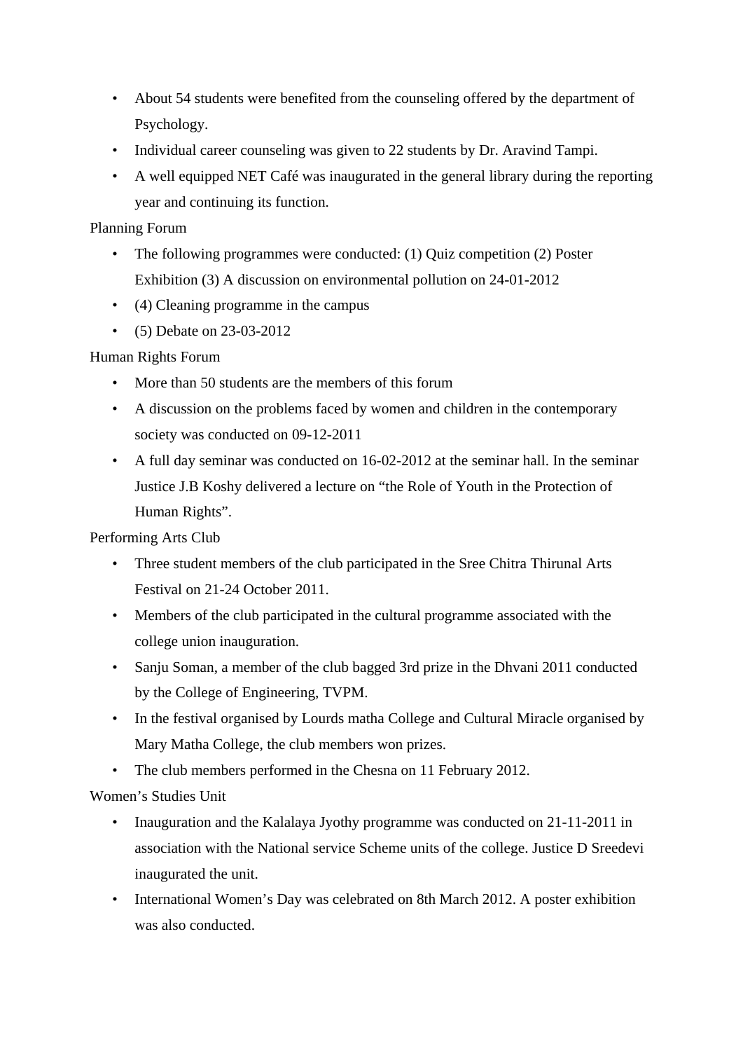- About 54 students were benefited from the counseling offered by the department of Psychology.
- Individual career counseling was given to 22 students by Dr. Aravind Tampi.
- A well equipped NET Café was inaugurated in the general library during the reporting year and continuing its function.

Planning Forum

- The following programmes were conducted: (1) Quiz competition (2) Poster Exhibition (3) A discussion on environmental pollution on 24-01-2012
- (4) Cleaning programme in the campus
- (5) Debate on 23-03-2012

Human Rights Forum

- More than 50 students are the members of this forum
- A discussion on the problems faced by women and children in the contemporary society was conducted on 09-12-2011
- A full day seminar was conducted on 16-02-2012 at the seminar hall. In the seminar Justice J.B Koshy delivered a lecture on "the Role of Youth in the Protection of Human Rights".

Performing Arts Club

- Three student members of the club participated in the Sree Chitra Thirunal Arts Festival on 21-24 October 2011.
- Members of the club participated in the cultural programme associated with the college union inauguration.
- Sanju Soman, a member of the club bagged 3rd prize in the Dhvani 2011 conducted by the College of Engineering, TVPM.
- In the festival organised by Lourds matha College and Cultural Miracle organised by Mary Matha College, the club members won prizes.
- The club members performed in the Chesna on 11 February 2012.

Women's Studies Unit

- Inauguration and the Kalalaya Jyothy programme was conducted on 21-11-2011 in association with the National service Scheme units of the college. Justice D Sreedevi inaugurated the unit.
- International Women's Day was celebrated on 8th March 2012. A poster exhibition was also conducted.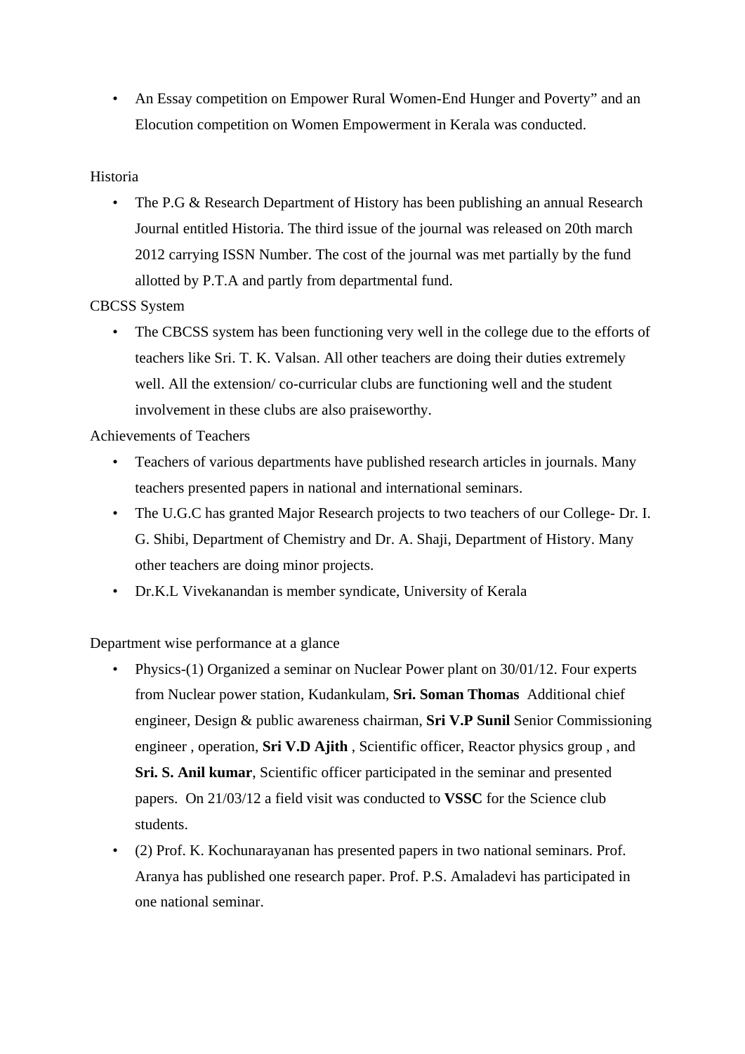- An Essay competition on Empower Rural Women-End Hunger and Poverty" and an Elocution competition on Women Empowerment in Kerala was conducted.

Historia

- The P.G & Research Department of History has been publishing an annual Research Journal entitled Historia. The third issue of the journal was released on 20th march 2012 carrying ISSN Number. The cost of the journal was met partially by the fund allotted by P.T.A and partly from departmental fund.

CBCSS System

- The CBCSS system has been functioning very well in the college due to the efforts of teachers like Sri. T. K. Valsan. All other teachers are doing their duties extremely well. All the extension/ co-curricular clubs are functioning well and the student involvement in these clubs are also praiseworthy.

Achievements of Teachers

- Teachers of various departments have published research articles in journals. Many teachers presented papers in national and international seminars.
- The U.G.C has granted Major Research projects to two teachers of our College- Dr. I. G. Shibi, Department of Chemistry and Dr. A. Shaji, Department of History. Many other teachers are doing minor projects.
- Dr.K.L Vivekanandan is member syndicate, University of Kerala

Department wise performance at a glance

- Physics-(1) Organized a seminar on Nuclear Power plant on 30/01/12. Four experts from Nuclear power station, Kudankulam, **Sri. Soman Thomas** Additional chief engineer, Design & public awareness chairman, **Sri V.P Sunil** Senior Commissioning engineer , operation, **Sri V.D Ajith** , Scientific officer, Reactor physics group , and **Sri. S. Anil kumar**, Scientific officer participated in the seminar and presented papers. On 21/03/12 a field visit was conducted to **VSSC** for the Science club students.
- (2) Prof. K. Kochunarayanan has presented papers in two national seminars. Prof. Aranya has published one research paper. Prof. P.S. Amaladevi has participated in one national seminar.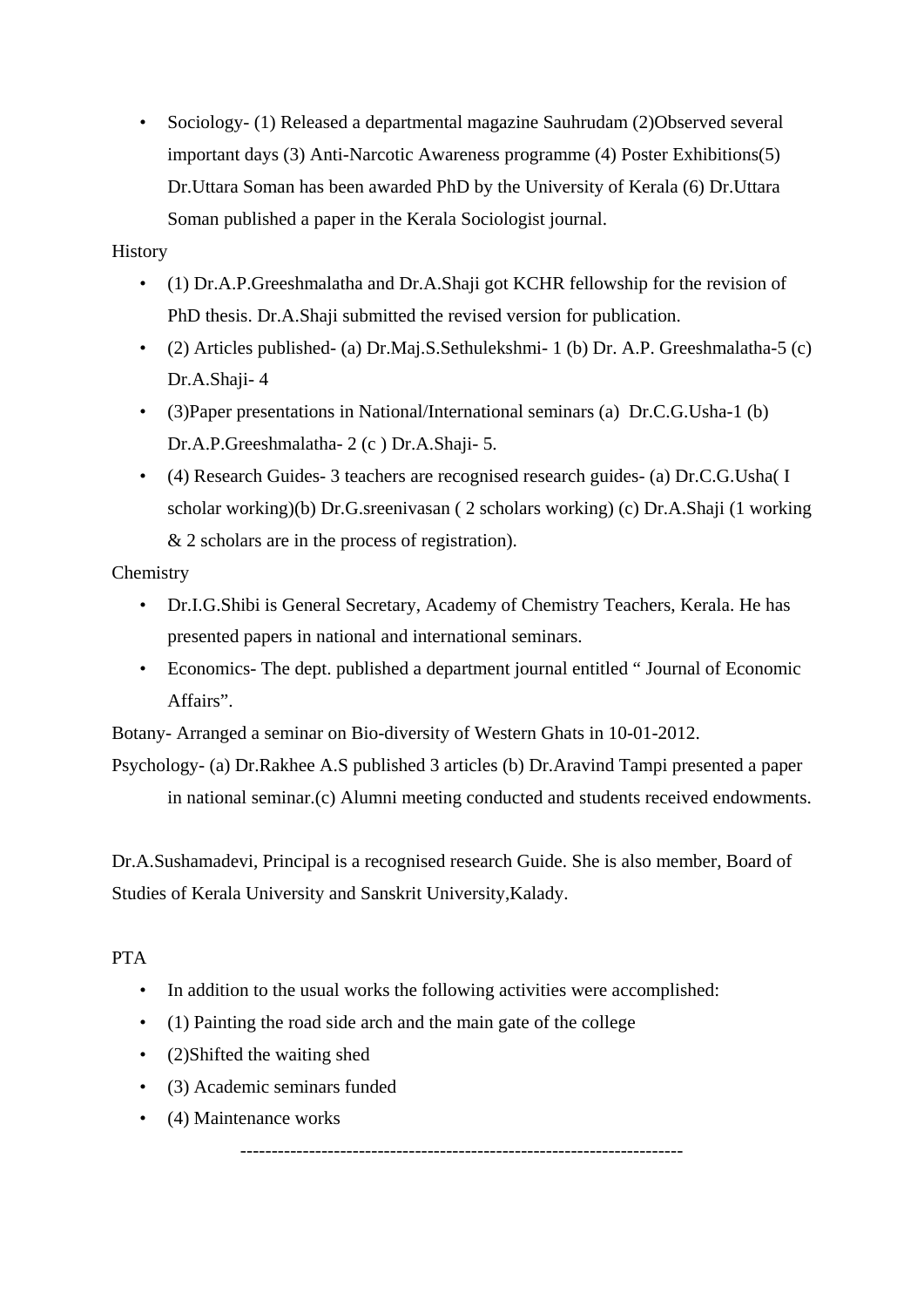- Sociology- (1) Released a departmental magazine Sauhrudam (2)Observed several important days (3) Anti-Narcotic Awareness programme (4) Poster Exhibitions(5) Dr.Uttara Soman has been awarded PhD by the University of Kerala (6) Dr.Uttara Soman published a paper in the Kerala Sociologist journal.

History

- (1) Dr.A.P.Greeshmalatha and Dr.A.Shaji got KCHR fellowship for the revision of PhD thesis. Dr.A.Shaji submitted the revised version for publication.
- (2) Articles published- (a) Dr.Maj.S.Sethulekshmi- 1 (b) Dr. A.P. Greeshmalatha-5 (c) Dr.A.Shaji- 4
- (3)Paper presentations in National/International seminars (a) Dr.C.G.Usha-1 (b) Dr.A.P.Greeshmalatha- 2 (c ) Dr.A.Shaji- 5.
- (4) Research Guides- 3 teachers are recognised research guides- (a) Dr.C.G.Usha( I scholar working)(b) Dr.G.sreenivasan ( 2 scholars working) (c) Dr.A.Shaji (1 working & 2 scholars are in the process of registration).

Chemistry

- Dr.I.G.Shibi is General Secretary, Academy of Chemistry Teachers, Kerala. He has presented papers in national and international seminars.
- Economics- The dept. published a department journal entitled " Journal of Economic Affairs".

Botany- Arranged a seminar on Bio-diversity of Western Ghats in 10-01-2012.

Psychology- (a) Dr.Rakhee A.S published 3 articles (b) Dr.Aravind Tampi presented a paper in national seminar.(c) Alumni meeting conducted and students received endowments.

Dr.A.Sushamadevi, Principal is a recognised research Guide. She is also member, Board of Studies of Kerala University and Sanskrit University,Kalady.

PTA

- In addition to the usual works the following activities were accomplished:
- (1) Painting the road side arch and the main gate of the college
- (2)Shifted the waiting shed
- (3) Academic seminars funded
- (4) Maintenance works

---